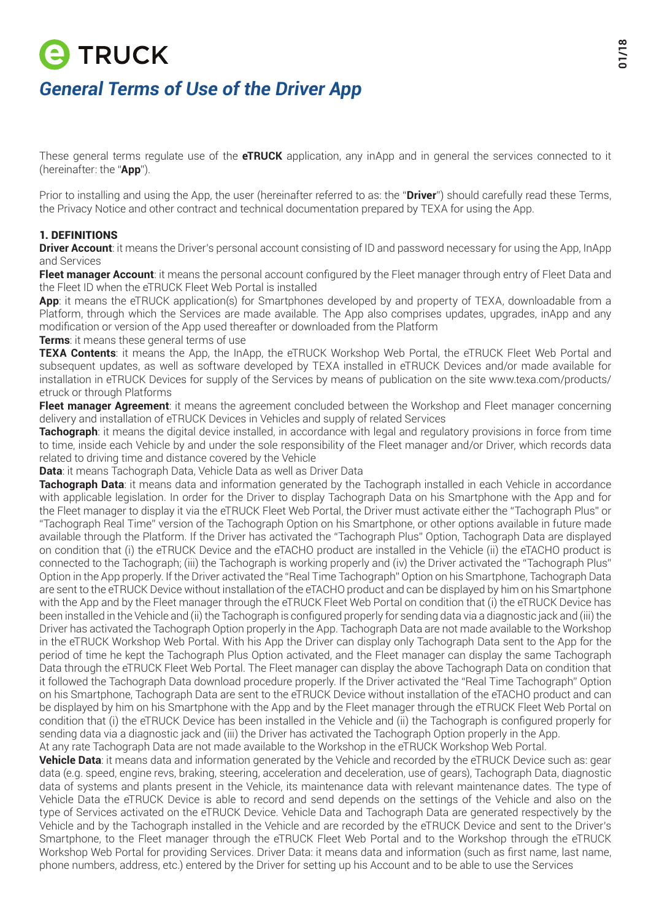# eTRUCK

## *General Terms of Use of the Driver App*

These general terms regulate use of the **eTRUCK** application, any inApp and in general the services connected to it (hereinafter: the "**App**").

Prior to installing and using the App, the user (hereinafter referred to as: the "**Driver**") should carefully read these Terms, the Privacy Notice and other contract and technical documentation prepared by TEXA for using the App.

### 1. DEFINITIONS

**Driver Account**: it means the Driver's personal account consisting of ID and password necessary for using the App, InApp and Services

**Fleet manager Account**: it means the personal account configured by the Fleet manager through entry of Fleet Data and the Fleet ID when the eTRUCK Fleet Web Portal is installed

**App**: it means the eTRUCK application(s) for Smartphones developed by and property of TEXA, downloadable from a Platform, through which the Services are made available. The App also comprises updates, upgrades, inApp and any modification or version of the App used thereafter or downloaded from the Platform

**Terms**: it means these general terms of use

**TEXA Contents**: it means the App, the InApp, the eTRUCK Workshop Web Portal, the eTRUCK Fleet Web Portal and subsequent updates, as well as software developed by TEXA installed in eTRUCK Devices and/or made available for installation in eTRUCK Devices for supply of the Services by means of publication on the site www.texa.com/products/etruck or through Platforms

**Fleet manager Agreement**: it means the agreement concluded between the Workshop and Fleet manager concerning delivery and installation of eTRUCK Devices in Vehicles and supply of related Services

**Tachograph**: it means the digital device installed, in accordance with legal and regulatory provisions in force from time to time, inside each Vehicle by and under the sole responsibility of the Fleet manager and/or Driver, which records data related to driving time and distance covered by the Vehicle

**Data**: it means Tachograph Data, Vehicle Data as well as Driver Data

**Tachograph Data**: it means data and information generated by the Tachograph installed in each Vehicle in accordance with applicable legislation. In order for the Driver to display Tachograph Data on his Smartphone with the App and for the Fleet manager to display it via the eTRUCK Fleet Web Portal, the Driver must activate either the "Tachograph Plus" or "Tachograph Real Time" version of the Tachograph Option on his Smartphone, or other options available in future made available through the Platform. If the Driver has activated the "Tachograph Plus" Option, Tachograph Data are displayed on condition that (i) the eTRUCK Device and the eTACHO product are installed in the Vehicle (ii) the eTACHO product is connected to the Tachograph; (iii) the Tachograph is working properly and (iv) the Driver activated the "Tachograph Plus" Option in the App properly. If the Driver activated the "Real Time Tachograph" Option on his Smartphone, Tachograph Data are sent to the eTRUCK Device without installation of the eTACHO product and can be displayed by him on his Smartphone with the App and by the Fleet manager through the eTRUCK Fleet Web Portal on condition that (i) the eTRUCK Device has been installed in the Vehicle and (ii) the Tachograph is configured properly for sending data via a diagnostic jack and (iii) the Driver has activated the Tachograph Option properly in the App. Tachograph Data are not made available to the Workshop in the eTRUCK Workshop Web Portal. With his App the Driver can display only Tachograph Data sent to the App for the period of time he kept the Tachograph Plus Option activated, and the Fleet manager can display the same Tachograph Data through the eTRUCK Fleet Web Portal. The Fleet manager can display the above Tachograph Data on condition that it followed the Tachograph Data download procedure properly. If the Driver activated the "Real Time Tachograph" Option on his Smartphone, Tachograph Data are sent to the eTRUCK Device without installation of the eTACHO product and can be displayed by him on his Smartphone with the App and by the Fleet manager through the eTRUCK Fleet Web Portal on condition that (i) the eTRUCK Device has been installed in the Vehicle and (ii) the Tachograph is configured properly for sending data via a diagnostic jack and (iii) the Driver has activated the Tachograph Option properly in the App.
At any rate Tachograph Data are not made available to the Workshop in the eTRUCK Workshop Web Portal.

**Vehicle Data**: it means data and information generated by the Vehicle and recorded by the eTRUCK Device such as: gear data (e.g. speed, engine revs, braking, steering, acceleration and deceleration, use of gears), Tachograph Data, diagnostic data of systems and plants present in the Vehicle, its maintenance data with relevant maintenance dates. The type of Vehicle Data the eTRUCK Device is able to record and send depends on the settings of the Vehicle and also on the type of Services activated on the eTRUCK Device. Vehicle Data and Tachograph Data are generated respectively by the Vehicle and by the Tachograph installed in the Vehicle and are recorded by the eTRUCK Device and sent to the Driver's Smartphone, to the Fleet manager through the eTRUCK Fleet Web Portal and to the Workshop through the eTRUCK Workshop Web Portal for providing Services. Driver Data: it means data and information (such as first name, last name, phone numbers, address, etc.) entered by the Driver for setting up his Account and to be able to use the Services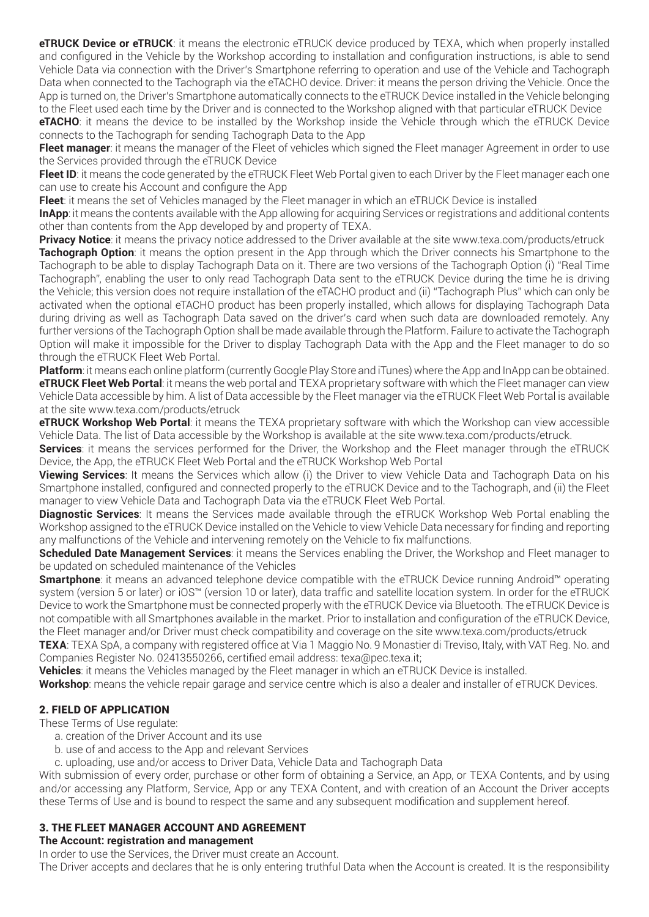**eTRUCK Device or eTRUCK**: it means the electronic eTRUCK device produced by TEXA, which when properly installed and configured in the Vehicle by the Workshop according to installation and configuration instructions, is able to send Vehicle Data via connection with the Driver's Smartphone referring to operation and use of the Vehicle and Tachograph Data when connected to the Tachograph via the eTACHO device. Driver: it means the person driving the Vehicle. Once the App is turned on, the Driver's Smartphone automatically connects to the eTRUCK Device installed in the Vehicle belonging to the Fleet used each time by the Driver and is connected to the Workshop aligned with that particular eTRUCK Device

**eTACHO**: it means the device to be installed by the Workshop inside the Vehicle through which the eTRUCK Device connects to the Tachograph for sending Tachograph Data to the App

**Fleet manager**: it means the manager of the Fleet of vehicles which signed the Fleet manager Agreement in order to use the Services provided through the eTRUCK Device

**Fleet ID**: it means the code generated by the eTRUCK Fleet Web Portal given to each Driver by the Fleet manager each one can use to create his Account and configure the App

**Fleet**: it means the set of Vehicles managed by the Fleet manager in which an eTRUCK Device is installed

**InApp**: it means the contents available with the App allowing for acquiring Services or registrations and additional contents other than contents from the App developed by and property of TEXA.

**Privacy Notice**: it means the privacy notice addressed to the Driver available at the site www.texa.com/products/etruck

**Tachograph Option**: it means the option present in the App through which the Driver connects his Smartphone to the Tachograph to be able to display Tachograph Data on it. There are two versions of the Tachograph Option (i) "Real Time Tachograph", enabling the user to only read Tachograph Data sent to the eTRUCK Device during the time he is driving the Vehicle; this version does not require installation of the eTACHO product and (ii) "Tachograph Plus" which can only be activated when the optional eTACHO product has been properly installed, which allows for displaying Tachograph Data during driving as well as Tachograph Data saved on the driver's card when such data are downloaded remotely. Any further versions of the Tachograph Option shall be made available through the Platform. Failure to activate the Tachograph Option will make it impossible for the Driver to display Tachograph Data with the App and the Fleet manager to do so through the eTRUCK Fleet Web Portal.

**Platform**: it means each online platform (currently Google Play Store and iTunes) where the App and InApp can be obtained.

**eTRUCK Fleet Web Portal**: it means the web portal and TEXA proprietary software with which the Fleet manager can view Vehicle Data accessible by him. A list of Data accessible by the Fleet manager via the eTRUCK Fleet Web Portal is available at the site www.texa.com/products/etruck

**eTRUCK Workshop Web Portal**: it means the TEXA proprietary software with which the Workshop can view accessible Vehicle Data. The list of Data accessible by the Workshop is available at the site www.texa.com/products/etruck.

**Services**: it means the services performed for the Driver, the Workshop and the Fleet manager through the eTRUCK Device, the App, the eTRUCK Fleet Web Portal and the eTRUCK Workshop Web Portal

**Viewing Services**: It means the Services which allow (i) the Driver to view Vehicle Data and Tachograph Data on his Smartphone installed, configured and connected properly to the eTRUCK Device and to the Tachograph, and (ii) the Fleet manager to view Vehicle Data and Tachograph Data via the eTRUCK Fleet Web Portal.

**Diagnostic Services**: It means the Services made available through the eTRUCK Workshop Web Portal enabling the Workshop assigned to the eTRUCK Device installed on the Vehicle to view Vehicle Data necessary for finding and reporting any malfunctions of the Vehicle and intervening remotely on the Vehicle to fix malfunctions.

**Scheduled Date Management Services**: it means the Services enabling the Driver, the Workshop and Fleet manager to be updated on scheduled maintenance of the Vehicles

**Smartphone**: it means an advanced telephone device compatible with the eTRUCK Device running Android™ operating system (version 5 or later) or iOS™ (version 10 or later), data traffic and satellite location system. In order for the eTRUCK Device to work the Smartphone must be connected properly with the eTRUCK Device via Bluetooth. The eTRUCK Device is not compatible with all Smartphones available in the market. Prior to installation and configuration of the eTRUCK Device, the Fleet manager and/or Driver must check compatibility and coverage on the site www.texa.com/products/etruck

**TEXA**: TEXA SpA, a company with registered office at Via 1 Maggio No. 9 Monastier di Treviso, Italy, with VAT Reg. No. and Companies Register No. 02413550266, certified email address: texa@pec.texa.it;

**Vehicles**: it means the Vehicles managed by the Fleet manager in which an eTRUCK Device is installed.

**Workshop**: means the vehicle repair garage and service centre which is also a dealer and installer of eTRUCK Devices.

## 2. FIELD OF APPLICATION

These Terms of Use regulate:

a. creation of the Driver Account and its use
b. use of and access to the App and relevant Services
c. uploading, use and/or access to Driver Data, Vehicle Data and Tachograph Data

With submission of every order, purchase or other form of obtaining a Service, an App, or TEXA Contents, and by using and/or accessing any Platform, Service, App or any TEXA Content, and with creation of an Account the Driver accepts these Terms of Use and is bound to respect the same and any subsequent modification and supplement hereof.

## 3. THE FLEET MANAGER ACCOUNT AND AGREEMENT

**The Account: registration and management**

In order to use the Services, the Driver must create an Account.

The Driver accepts and declares that he is only entering truthful Data when the Account is created. It is the responsibility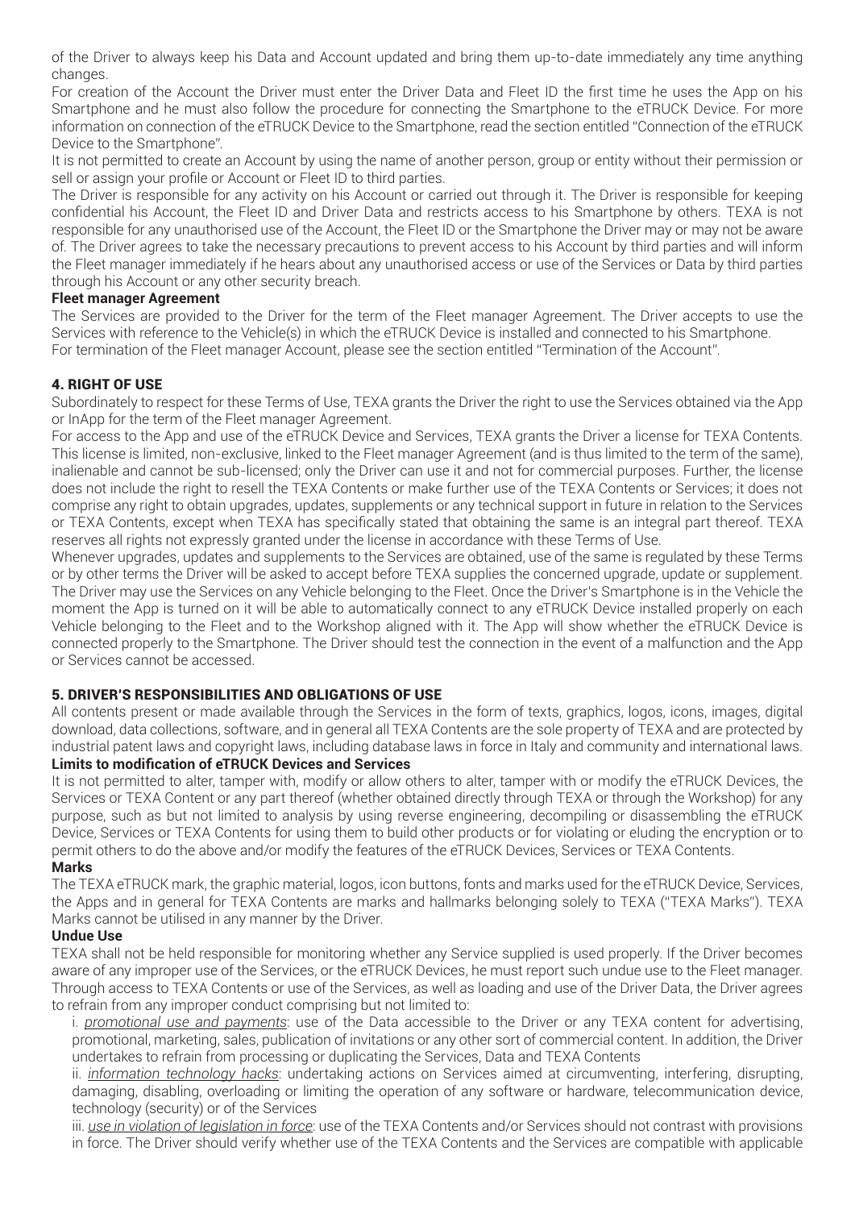of the Driver to always keep his Data and Account updated and bring them up-to-date immediately any time anything changes.

For creation of the Account the Driver must enter the Driver Data and Fleet ID the first time he uses the App on his Smartphone and he must also follow the procedure for connecting the Smartphone to the eTRUCK Device. For more information on connection of the eTRUCK Device to the Smartphone, read the section entitled "Connection of the eTRUCK Device to the Smartphone".

It is not permitted to create an Account by using the name of another person, group or entity without their permission or sell or assign your profile or Account or Fleet ID to third parties.

The Driver is responsible for any activity on his Account or carried out through it. The Driver is responsible for keeping confidential his Account, the Fleet ID and Driver Data and restricts access to his Smartphone by others. TEXA is not responsible for any unauthorised use of the Account, the Fleet ID or the Smartphone the Driver may or may not be aware of. The Driver agrees to take the necessary precautions to prevent access to his Account by third parties and will inform the Fleet manager immediately if he hears about any unauthorised access or use of the Services or Data by third parties through his Account or any other security breach.

**Fleet manager Agreement**

The Services are provided to the Driver for the term of the Fleet manager Agreement. The Driver accepts to use the Services with reference to the Vehicle(s) in which the eTRUCK Device is installed and connected to his Smartphone.
For termination of the Fleet manager Account, please see the section entitled "Termination of the Account".

## 4. RIGHT OF USE

Subordinately to respect for these Terms of Use, TEXA grants the Driver the right to use the Services obtained via the App or InApp for the term of the Fleet manager Agreement.

For access to the App and use of the eTRUCK Device and Services, TEXA grants the Driver a license for TEXA Contents. This license is limited, non-exclusive, linked to the Fleet manager Agreement (and is thus limited to the term of the same), inalienable and cannot be sub-licensed; only the Driver can use it and not for commercial purposes. Further, the license does not include the right to resell the TEXA Contents or make further use of the TEXA Contents or Services; it does not comprise any right to obtain upgrades, updates, supplements or any technical support in future in relation to the Services or TEXA Contents, except when TEXA has specifically stated that obtaining the same is an integral part thereof. TEXA reserves all rights not expressly granted under the license in accordance with these Terms of Use.

Whenever upgrades, updates and supplements to the Services are obtained, use of the same is regulated by these Terms or by other terms the Driver will be asked to accept before TEXA supplies the concerned upgrade, update or supplement. The Driver may use the Services on any Vehicle belonging to the Fleet. Once the Driver's Smartphone is in the Vehicle the moment the App is turned on it will be able to automatically connect to any eTRUCK Device installed properly on each Vehicle belonging to the Fleet and to the Workshop aligned with it. The App will show whether the eTRUCK Device is connected properly to the Smartphone. The Driver should test the connection in the event of a malfunction and the App or Services cannot be accessed.

## 5. DRIVER'S RESPONSIBILITIES AND OBLIGATIONS OF USE

All contents present or made available through the Services in the form of texts, graphics, logos, icons, images, digital download, data collections, software, and in general all TEXA Contents are the sole property of TEXA and are protected by industrial patent laws and copyright laws, including database laws in force in Italy and community and international laws.

**Limits to modification of eTRUCK Devices and Services**

It is not permitted to alter, tamper with, modify or allow others to alter, tamper with or modify the eTRUCK Devices, the Services or TEXA Content or any part thereof (whether obtained directly through TEXA or through the Workshop) for any purpose, such as but not limited to analysis by using reverse engineering, decompiling or disassembling the eTRUCK Device, Services or TEXA Contents for using them to build other products or for violating or eluding the encryption or to permit others to do the above and/or modify the features of the eTRUCK Devices, Services or TEXA Contents.

**Marks**

The TEXA eTRUCK mark, the graphic material, logos, icon buttons, fonts and marks used for the eTRUCK Device, Services, the Apps and in general for TEXA Contents are marks and hallmarks belonging solely to TEXA ("TEXA Marks"). TEXA Marks cannot be utilised in any manner by the Driver.

**Undue Use**

TEXA shall not be held responsible for monitoring whether any Service supplied is used properly. If the Driver becomes aware of any improper use of the Services, or the eTRUCK Devices, he must report such undue use to the Fleet manager. Through access to TEXA Contents or use of the Services, as well as loading and use of the Driver Data, the Driver agrees to refrain from any improper conduct comprising but not limited to:

i. *promotional use and payments*: use of the Data accessible to the Driver or any TEXA content for advertising, promotional, marketing, sales, publication of invitations or any other sort of commercial content. In addition, the Driver undertakes to refrain from processing or duplicating the Services, Data and TEXA Contents

ii. *information technology hacks*: undertaking actions on Services aimed at circumventing, interfering, disrupting, damaging, disabling, overloading or limiting the operation of any software or hardware, telecommunication device, technology (security) or of the Services

iii. *use in violation of legislation in force*: use of the TEXA Contents and/or Services should not contrast with provisions in force. The Driver should verify whether use of the TEXA Contents and the Services are compatible with applicable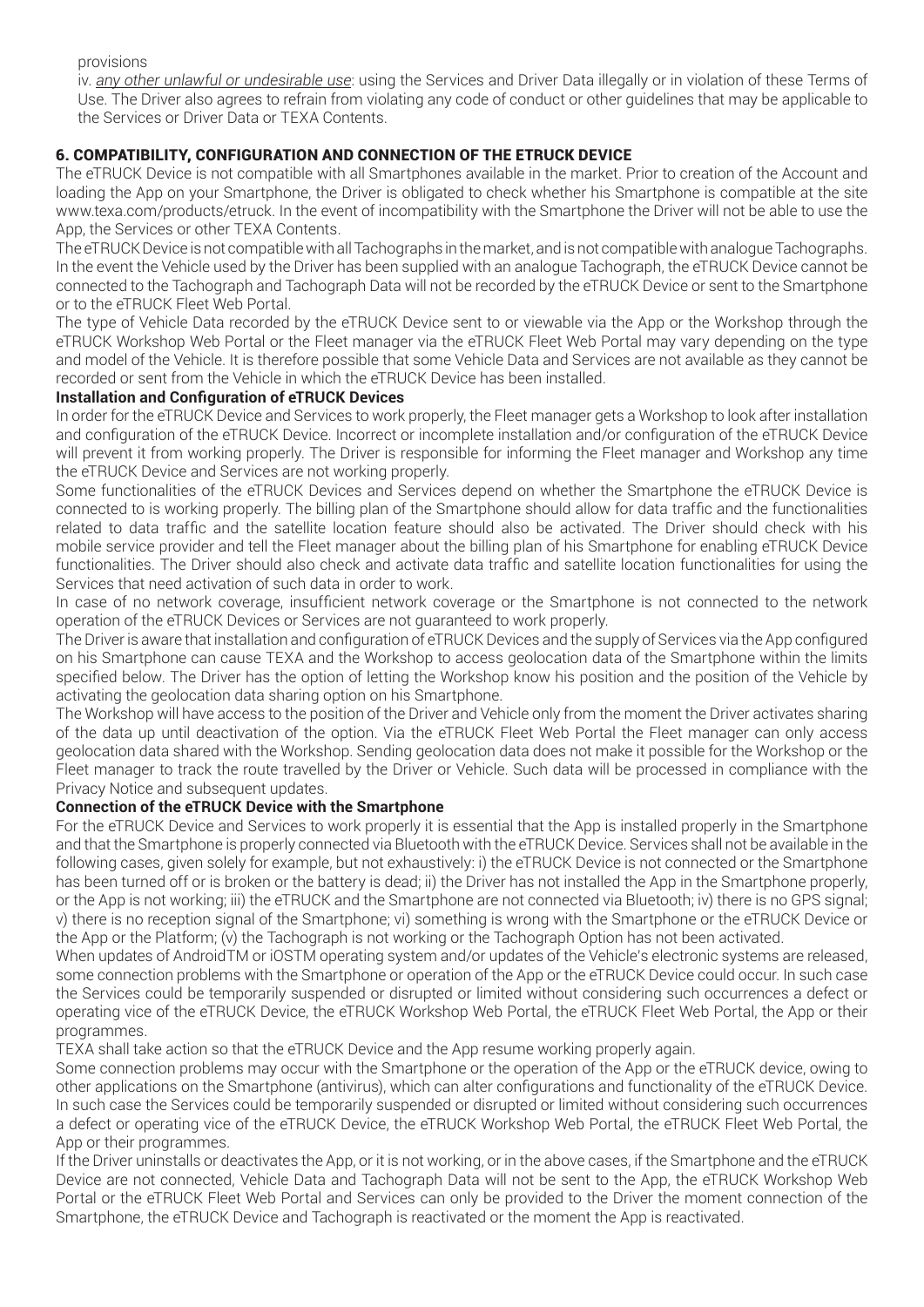provisions

iv. *any other unlawful or undesirable use*: using the Services and Driver Data illegally or in violation of these Terms of Use. The Driver also agrees to refrain from violating any code of conduct or other guidelines that may be applicable to the Services or Driver Data or TEXA Contents.

## 6. COMPATIBILITY, CONFIGURATION AND CONNECTION OF THE ETRUCK DEVICE

The eTRUCK Device is not compatible with all Smartphones available in the market. Prior to creation of the Account and loading the App on your Smartphone, the Driver is obligated to check whether his Smartphone is compatible at the site www.texa.com/products/etruck. In the event of incompatibility with the Smartphone the Driver will not be able to use the App, the Services or other TEXA Contents.

The eTRUCK Device is not compatible with all Tachographs in the market, and is not compatible with analogue Tachographs. In the event the Vehicle used by the Driver has been supplied with an analogue Tachograph, the eTRUCK Device cannot be connected to the Tachograph and Tachograph Data will not be recorded by the eTRUCK Device or sent to the Smartphone or to the eTRUCK Fleet Web Portal.

The type of Vehicle Data recorded by the eTRUCK Device sent to or viewable via the App or the Workshop through the eTRUCK Workshop Web Portal or the Fleet manager via the eTRUCK Fleet Web Portal may vary depending on the type and model of the Vehicle. It is therefore possible that some Vehicle Data and Services are not available as they cannot be recorded or sent from the Vehicle in which the eTRUCK Device has been installed.

**Installation and Configuration of eTRUCK Devices**

In order for the eTRUCK Device and Services to work properly, the Fleet manager gets a Workshop to look after installation and configuration of the eTRUCK Device. Incorrect or incomplete installation and/or configuration of the eTRUCK Device will prevent it from working properly. The Driver is responsible for informing the Fleet manager and Workshop any time the eTRUCK Device and Services are not working properly.

Some functionalities of the eTRUCK Devices and Services depend on whether the Smartphone the eTRUCK Device is connected to is working properly. The billing plan of the Smartphone should allow for data traffic and the functionalities related to data traffic and the satellite location feature should also be activated. The Driver should check with his mobile service provider and tell the Fleet manager about the billing plan of his Smartphone for enabling eTRUCK Device functionalities. The Driver should also check and activate data traffic and satellite location functionalities for using the Services that need activation of such data in order to work.

In case of no network coverage, insufficient network coverage or the Smartphone is not connected to the network operation of the eTRUCK Devices or Services are not guaranteed to work properly.

The Driver is aware that installation and configuration of eTRUCK Devices and the supply of Services via the App configured on his Smartphone can cause TEXA and the Workshop to access geolocation data of the Smartphone within the limits specified below. The Driver has the option of letting the Workshop know his position and the position of the Vehicle by activating the geolocation data sharing option on his Smartphone.

The Workshop will have access to the position of the Driver and Vehicle only from the moment the Driver activates sharing of the data up until deactivation of the option. Via the eTRUCK Fleet Web Portal the Fleet manager can only access geolocation data shared with the Workshop. Sending geolocation data does not make it possible for the Workshop or the Fleet manager to track the route travelled by the Driver or Vehicle. Such data will be processed in compliance with the Privacy Notice and subsequent updates.

**Connection of the eTRUCK Device with the Smartphone**

For the eTRUCK Device and Services to work properly it is essential that the App is installed properly in the Smartphone and that the Smartphone is properly connected via Bluetooth with the eTRUCK Device. Services shall not be available in the following cases, given solely for example, but not exhaustively: i) the eTRUCK Device is not connected or the Smartphone has been turned off or is broken or the battery is dead; ii) the Driver has not installed the App in the Smartphone properly, or the App is not working; iii) the eTRUCK and the Smartphone are not connected via Bluetooth; iv) there is no GPS signal; v) there is no reception signal of the Smartphone; vi) something is wrong with the Smartphone or the eTRUCK Device or the App or the Platform; (v) the Tachograph is not working or the Tachograph Option has not been activated.

When updates of AndroidTM or iOSTM operating system and/or updates of the Vehicle's electronic systems are released, some connection problems with the Smartphone or operation of the App or the eTRUCK Device could occur. In such case the Services could be temporarily suspended or disrupted or limited without considering such occurrences a defect or operating vice of the eTRUCK Device, the eTRUCK Workshop Web Portal, the eTRUCK Fleet Web Portal, the App or their programmes.

TEXA shall take action so that the eTRUCK Device and the App resume working properly again.

Some connection problems may occur with the Smartphone or the operation of the App or the eTRUCK device, owing to other applications on the Smartphone (antivirus), which can alter configurations and functionality of the eTRUCK Device. In such case the Services could be temporarily suspended or disrupted or limited without considering such occurrences a defect or operating vice of the eTRUCK Device, the eTRUCK Workshop Web Portal, the eTRUCK Fleet Web Portal, the App or their programmes.

If the Driver uninstalls or deactivates the App, or it is not working, or in the above cases, if the Smartphone and the eTRUCK Device are not connected, Vehicle Data and Tachograph Data will not be sent to the App, the eTRUCK Workshop Web Portal or the eTRUCK Fleet Web Portal and Services can only be provided to the Driver the moment connection of the Smartphone, the eTRUCK Device and Tachograph is reactivated or the moment the App is reactivated.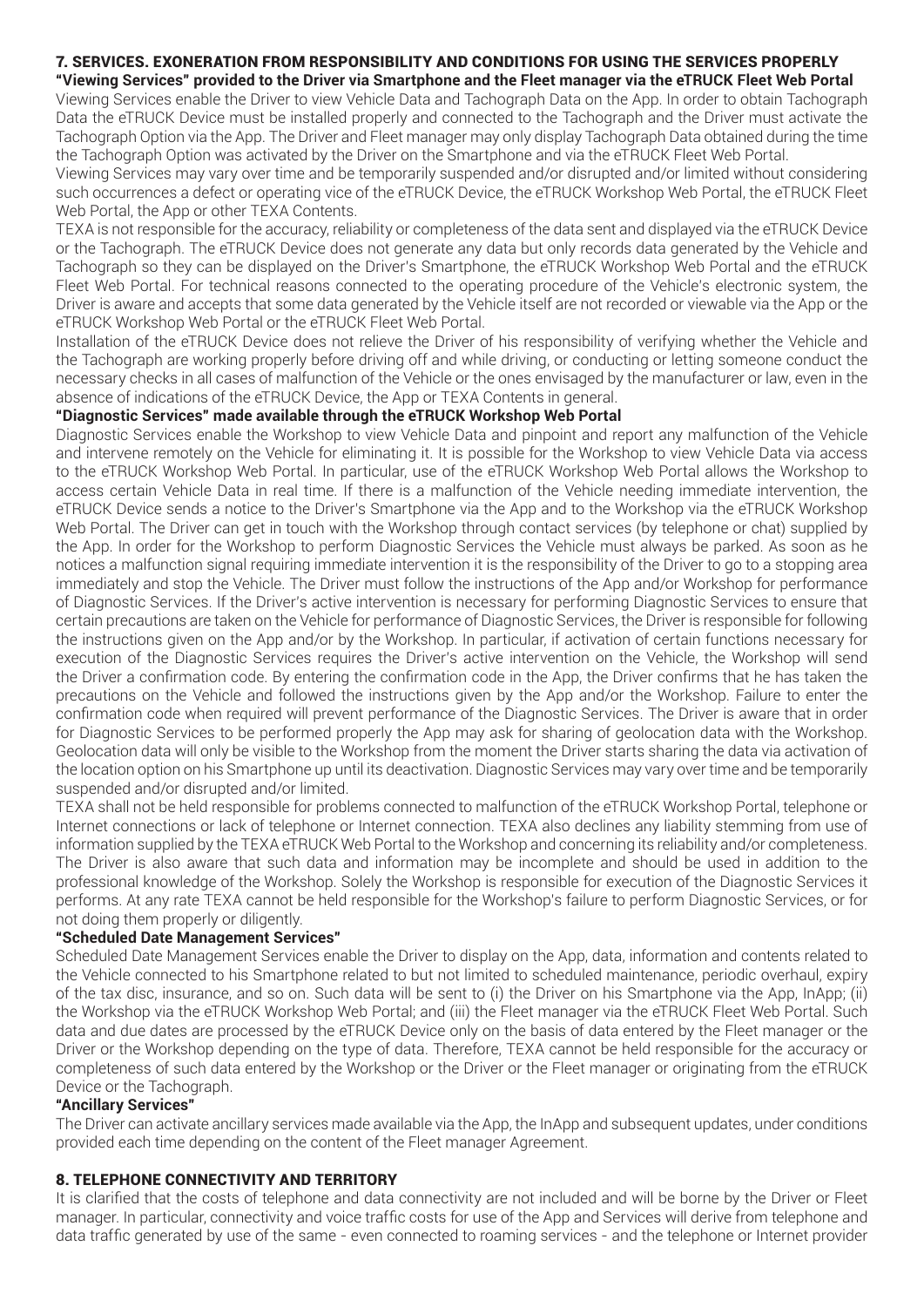## 7. SERVICES. EXONERATION FROM RESPONSIBILITY AND CONDITIONS FOR USING THE SERVICES PROPERLY

### "Viewing Services" provided to the Driver via Smartphone and the Fleet manager via the eTRUCK Fleet Web Portal

Viewing Services enable the Driver to view Vehicle Data and Tachograph Data on the App. In order to obtain Tachograph Data the eTRUCK Device must be installed properly and connected to the Tachograph and the Driver must activate the Tachograph Option via the App. The Driver and Fleet manager may only display Tachograph Data obtained during the time the Tachograph Option was activated by the Driver on the Smartphone and via the eTRUCK Fleet Web Portal.

Viewing Services may vary over time and be temporarily suspended and/or disrupted and/or limited without considering such occurrences a defect or operating vice of the eTRUCK Device, the eTRUCK Workshop Web Portal, the eTRUCK Fleet Web Portal, the App or other TEXA Contents.

TEXA is not responsible for the accuracy, reliability or completeness of the data sent and displayed via the eTRUCK Device or the Tachograph. The eTRUCK Device does not generate any data but only records data generated by the Vehicle and Tachograph so they can be displayed on the Driver's Smartphone, the eTRUCK Workshop Web Portal and the eTRUCK Fleet Web Portal. For technical reasons connected to the operating procedure of the Vehicle's electronic system, the Driver is aware and accepts that some data generated by the Vehicle itself are not recorded or viewable via the App or the eTRUCK Workshop Web Portal or the eTRUCK Fleet Web Portal.

Installation of the eTRUCK Device does not relieve the Driver of his responsibility of verifying whether the Vehicle and the Tachograph are working properly before driving off and while driving, or conducting or letting someone conduct the necessary checks in all cases of malfunction of the Vehicle or the ones envisaged by the manufacturer or law, even in the absence of indications of the eTRUCK Device, the App or TEXA Contents in general.

### "Diagnostic Services" made available through the eTRUCK Workshop Web Portal

Diagnostic Services enable the Workshop to view Vehicle Data and pinpoint and report any malfunction of the Vehicle and intervene remotely on the Vehicle for eliminating it. It is possible for the Workshop to view Vehicle Data via access to the eTRUCK Workshop Web Portal. In particular, use of the eTRUCK Workshop Web Portal allows the Workshop to access certain Vehicle Data in real time. If there is a malfunction of the Vehicle needing immediate intervention, the eTRUCK Device sends a notice to the Driver's Smartphone via the App and to the Workshop via the eTRUCK Workshop Web Portal. The Driver can get in touch with the Workshop through contact services (by telephone or chat) supplied by the App. In order for the Workshop to perform Diagnostic Services the Vehicle must always be parked. As soon as he notices a malfunction signal requiring immediate intervention it is the responsibility of the Driver to go to a stopping area immediately and stop the Vehicle. The Driver must follow the instructions of the App and/or Workshop for performance of Diagnostic Services. If the Driver's active intervention is necessary for performing Diagnostic Services to ensure that certain precautions are taken on the Vehicle for performance of Diagnostic Services, the Driver is responsible for following the instructions given on the App and/or by the Workshop. In particular, if activation of certain functions necessary for execution of the Diagnostic Services requires the Driver's active intervention on the Vehicle, the Workshop will send the Driver a confirmation code. By entering the confirmation code in the App, the Driver confirms that he has taken the precautions on the Vehicle and followed the instructions given by the App and/or the Workshop. Failure to enter the confirmation code when required will prevent performance of the Diagnostic Services. The Driver is aware that in order for Diagnostic Services to be performed properly the App may ask for sharing of geolocation data with the Workshop. Geolocation data will only be visible to the Workshop from the moment the Driver starts sharing the data via activation of the location option on his Smartphone up until its deactivation. Diagnostic Services may vary over time and be temporarily suspended and/or disrupted and/or limited.

TEXA shall not be held responsible for problems connected to malfunction of the eTRUCK Workshop Portal, telephone or Internet connections or lack of telephone or Internet connection. TEXA also declines any liability stemming from use of information supplied by the TEXA eTRUCK Web Portal to the Workshop and concerning its reliability and/or completeness. The Driver is also aware that such data and information may be incomplete and should be used in addition to the professional knowledge of the Workshop. Solely the Workshop is responsible for execution of the Diagnostic Services it performs. At any rate TEXA cannot be held responsible for the Workshop's failure to perform Diagnostic Services, or for not doing them properly or diligently.

### "Scheduled Date Management Services"

Scheduled Date Management Services enable the Driver to display on the App, data, information and contents related to the Vehicle connected to his Smartphone related to but not limited to scheduled maintenance, periodic overhaul, expiry of the tax disc, insurance, and so on. Such data will be sent to (i) the Driver on his Smartphone via the App, InApp; (ii) the Workshop via the eTRUCK Workshop Web Portal; and (iii) the Fleet manager via the eTRUCK Fleet Web Portal. Such data and due dates are processed by the eTRUCK Device only on the basis of data entered by the Fleet manager or the Driver or the Workshop depending on the type of data. Therefore, TEXA cannot be held responsible for the accuracy or completeness of such data entered by the Workshop or the Driver or the Fleet manager or originating from the eTRUCK Device or the Tachograph.

### "Ancillary Services"

The Driver can activate ancillary services made available via the App, the InApp and subsequent updates, under conditions provided each time depending on the content of the Fleet manager Agreement.

## 8. TELEPHONE CONNECTIVITY AND TERRITORY

It is clarified that the costs of telephone and data connectivity are not included and will be borne by the Driver or Fleet manager. In particular, connectivity and voice traffic costs for use of the App and Services will derive from telephone and data traffic generated by use of the same - even connected to roaming services - and the telephone or Internet provider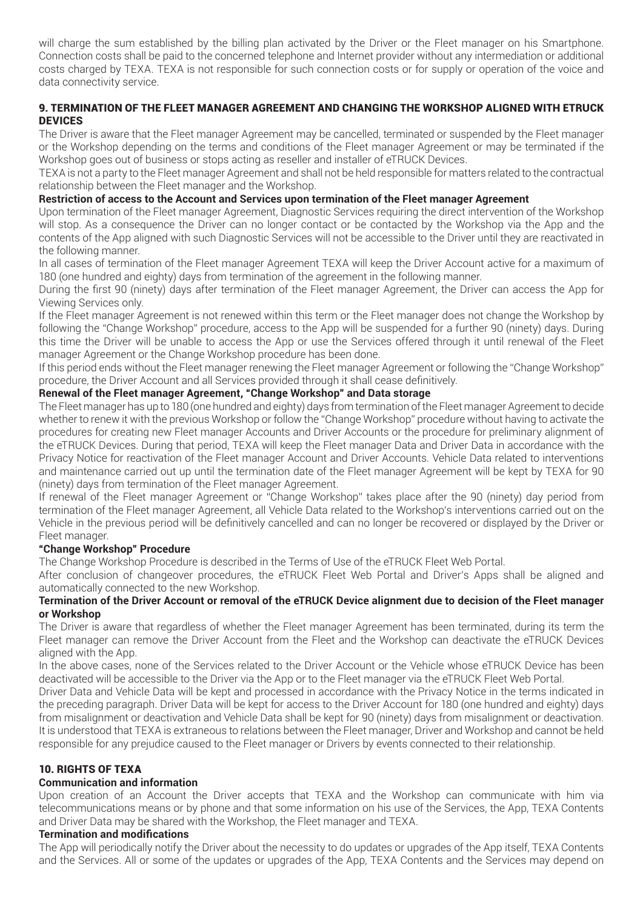will charge the sum established by the billing plan activated by the Driver or the Fleet manager on his Smartphone. Connection costs shall be paid to the concerned telephone and Internet provider without any intermediation or additional costs charged by TEXA. TEXA is not responsible for such connection costs or for supply or operation of the voice and data connectivity service.

## 9. TERMINATION OF THE FLEET MANAGER AGREEMENT AND CHANGING THE WORKSHOP ALIGNED WITH ETRUCK DEVICES

The Driver is aware that the Fleet manager Agreement may be cancelled, terminated or suspended by the Fleet manager or the Workshop depending on the terms and conditions of the Fleet manager Agreement or may be terminated if the Workshop goes out of business or stops acting as reseller and installer of eTRUCK Devices.

TEXA is not a party to the Fleet manager Agreement and shall not be held responsible for matters related to the contractual relationship between the Fleet manager and the Workshop.

**Restriction of access to the Account and Services upon termination of the Fleet manager Agreement**

Upon termination of the Fleet manager Agreement, Diagnostic Services requiring the direct intervention of the Workshop will stop. As a consequence the Driver can no longer contact or be contacted by the Workshop via the App and the contents of the App aligned with such Diagnostic Services will not be accessible to the Driver until they are reactivated in the following manner.

In all cases of termination of the Fleet manager Agreement TEXA will keep the Driver Account active for a maximum of 180 (one hundred and eighty) days from termination of the agreement in the following manner.

During the first 90 (ninety) days after termination of the Fleet manager Agreement, the Driver can access the App for Viewing Services only.

If the Fleet manager Agreement is not renewed within this term or the Fleet manager does not change the Workshop by following the "Change Workshop" procedure, access to the App will be suspended for a further 90 (ninety) days. During this time the Driver will be unable to access the App or use the Services offered through it until renewal of the Fleet manager Agreement or the Change Workshop procedure has been done.

If this period ends without the Fleet manager renewing the Fleet manager Agreement or following the "Change Workshop" procedure, the Driver Account and all Services provided through it shall cease definitively.

**Renewal of the Fleet manager Agreement, "Change Workshop" and Data storage**

The Fleet manager has up to 180 (one hundred and eighty) days from termination of the Fleet manager Agreement to decide whether to renew it with the previous Workshop or follow the "Change Workshop" procedure without having to activate the procedures for creating new Fleet manager Accounts and Driver Accounts or the procedure for preliminary alignment of the eTRUCK Devices. During that period, TEXA will keep the Fleet manager Data and Driver Data in accordance with the Privacy Notice for reactivation of the Fleet manager Account and Driver Accounts. Vehicle Data related to interventions and maintenance carried out up until the termination date of the Fleet manager Agreement will be kept by TEXA for 90 (ninety) days from termination of the Fleet manager Agreement.

If renewal of the Fleet manager Agreement or "Change Workshop" takes place after the 90 (ninety) day period from termination of the Fleet manager Agreement, all Vehicle Data related to the Workshop's interventions carried out on the Vehicle in the previous period will be definitively cancelled and can no longer be recovered or displayed by the Driver or Fleet manager.

**"Change Workshop" Procedure**

The Change Workshop Procedure is described in the Terms of Use of the eTRUCK Fleet Web Portal.

After conclusion of changeover procedures, the eTRUCK Fleet Web Portal and Driver's Apps shall be aligned and automatically connected to the new Workshop.

**Termination of the Driver Account or removal of the eTRUCK Device alignment due to decision of the Fleet manager or Workshop**

The Driver is aware that regardless of whether the Fleet manager Agreement has been terminated, during its term the Fleet manager can remove the Driver Account from the Fleet and the Workshop can deactivate the eTRUCK Devices aligned with the App.

In the above cases, none of the Services related to the Driver Account or the Vehicle whose eTRUCK Device has been deactivated will be accessible to the Driver via the App or to the Fleet manager via the eTRUCK Fleet Web Portal.

Driver Data and Vehicle Data will be kept and processed in accordance with the Privacy Notice in the terms indicated in the preceding paragraph. Driver Data will be kept for access to the Driver Account for 180 (one hundred and eighty) days from misalignment or deactivation and Vehicle Data shall be kept for 90 (ninety) days from misalignment or deactivation. It is understood that TEXA is extraneous to relations between the Fleet manager, Driver and Workshop and cannot be held responsible for any prejudice caused to the Fleet manager or Drivers by events connected to their relationship.

## 10. RIGHTS OF TEXA

**Communication and information**

Upon creation of an Account the Driver accepts that TEXA and the Workshop can communicate with him via telecommunications means or by phone and that some information on his use of the Services, the App, TEXA Contents and Driver Data may be shared with the Workshop, the Fleet manager and TEXA.

**Termination and modifications**

The App will periodically notify the Driver about the necessity to do updates or upgrades of the App itself, TEXA Contents and the Services. All or some of the updates or upgrades of the App, TEXA Contents and the Services may depend on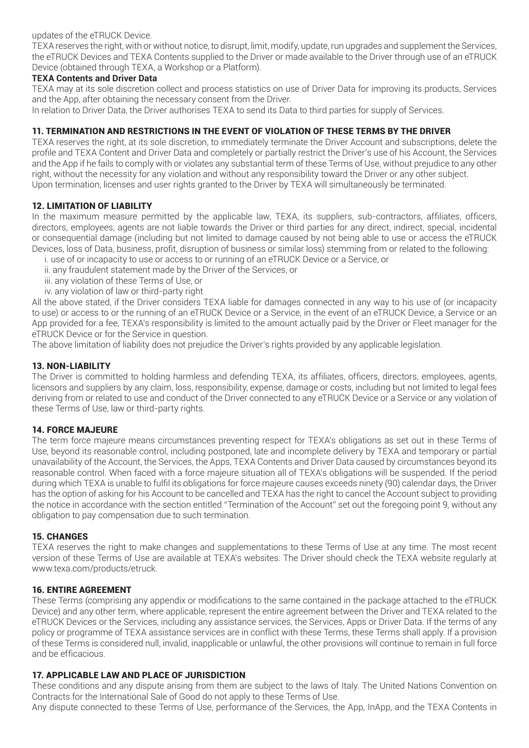updates of the eTRUCK Device.

TEXA reserves the right, with or without notice, to disrupt, limit, modify, update, run upgrades and supplement the Services, the eTRUCK Devices and TEXA Contents supplied to the Driver or made available to the Driver through use of an eTRUCK Device (obtained through TEXA, a Workshop or a Platform).

**TEXA Contents and Driver Data**

TEXA may at its sole discretion collect and process statistics on use of Driver Data for improving its products, Services and the App, after obtaining the necessary consent from the Driver.

In relation to Driver Data, the Driver authorises TEXA to send its Data to third parties for supply of Services.

## 11. TERMINATION AND RESTRICTIONS IN THE EVENT OF VIOLATION OF THESE TERMS BY THE DRIVER

TEXA reserves the right, at its sole discretion, to immediately terminate the Driver Account and subscriptions, delete the profile and TEXA Content and Driver Data and completely or partially restrict the Driver's use of his Account, the Services and the App if he fails to comply with or violates any substantial term of these Terms of Use, without prejudice to any other right, without the necessity for any violation and without any responsibility toward the Driver or any other subject.

Upon termination, licenses and user rights granted to the Driver by TEXA will simultaneously be terminated.

## 12. LIMITATION OF LIABILITY

In the maximum measure permitted by the applicable law, TEXA, its suppliers, sub-contractors, affiliates, officers, directors, employees, agents are not liable towards the Driver or third parties for any direct, indirect, special, incidental or consequential damage (including but not limited to damage caused by not being able to use or access the eTRUCK Devices, loss of Data, business, profit, disruption of business or similar loss) stemming from or related to the following:

- i. use of or incapacity to use or access to or running of an eTRUCK Device or a Service, or
- ii. any fraudulent statement made by the Driver of the Services, or
- iii. any violation of these Terms of Use, or
- iv. any violation of law or third-party right

All the above stated, if the Driver considers TEXA liable for damages connected in any way to his use of (or incapacity to use) or access to or the running of an eTRUCK Device or a Service, in the event of an eTRUCK Device, a Service or an App provided for a fee, TEXA's responsibility is limited to the amount actually paid by the Driver or Fleet manager for the eTRUCK Device or for the Service in question.

The above limitation of liability does not prejudice the Driver's rights provided by any applicable legislation.

## 13. NON-LIABILITY

The Driver is committed to holding harmless and defending TEXA, its affiliates, officers, directors, employees, agents, licensors and suppliers by any claim, loss, responsibility, expense, damage or costs, including but not limited to legal fees deriving from or related to use and conduct of the Driver connected to any eTRUCK Device or a Service or any violation of these Terms of Use, law or third-party rights.

## 14. FORCE MAJEURE

The term force majeure means circumstances preventing respect for TEXA's obligations as set out in these Terms of Use, beyond its reasonable control, including postponed, late and incomplete delivery by TEXA and temporary or partial unavailability of the Account, the Services, the Apps, TEXA Contents and Driver Data caused by circumstances beyond its reasonable control. When faced with a force majeure situation all of TEXA's obligations will be suspended. If the period during which TEXA is unable to fulfil its obligations for force majeure causes exceeds ninety (90) calendar days, the Driver has the option of asking for his Account to be cancelled and TEXA has the right to cancel the Account subject to providing the notice in accordance with the section entitled "Termination of the Account" set out the foregoing point 9, without any obligation to pay compensation due to such termination.

## 15. CHANGES

TEXA reserves the right to make changes and supplementations to these Terms of Use at any time. The most recent version of these Terms of Use are available at TEXA's websites. The Driver should check the TEXA website regularly at www.texa.com/products/etruck.

## 16. ENTIRE AGREEMENT

These Terms (comprising any appendix or modifications to the same contained in the package attached to the eTRUCK Device) and any other term, where applicable, represent the entire agreement between the Driver and TEXA related to the eTRUCK Devices or the Services, including any assistance services, the Services, Apps or Driver Data. If the terms of any policy or programme of TEXA assistance services are in conflict with these Terms, these Terms shall apply. If a provision of these Terms is considered null, invalid, inapplicable or unlawful, the other provisions will continue to remain in full force and be efficacious.

## 17. APPLICABLE LAW AND PLACE OF JURISDICTION

These conditions and any dispute arising from them are subject to the laws of Italy. The United Nations Convention on Contracts for the International Sale of Good do not apply to these Terms of Use.

Any dispute connected to these Terms of Use, performance of the Services, the App, InApp, and the TEXA Contents in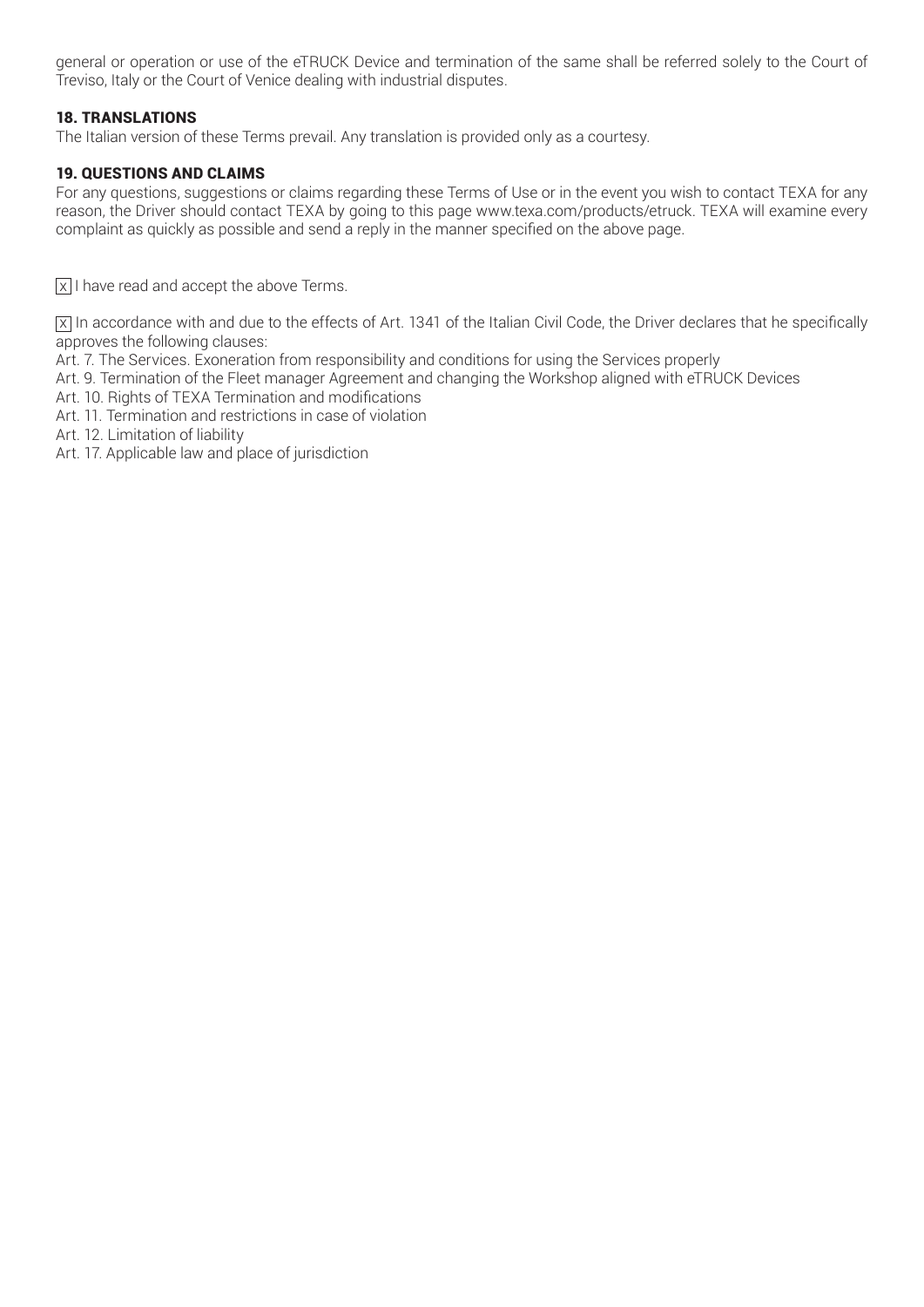general or operation or use of the eTRUCK Device and termination of the same shall be referred solely to the Court of Treviso, Italy or the Court of Venice dealing with industrial disputes.

## 18. TRANSLATIONS

The Italian version of these Terms prevail. Any translation is provided only as a courtesy.

## 19. QUESTIONS AND CLAIMS

For any questions, suggestions or claims regarding these Terms of Use or in the event you wish to contact TEXA for any reason, the Driver should contact TEXA by going to this page www.texa.com/products/etruck. TEXA will examine every complaint as quickly as possible and send a reply in the manner specified on the above page.

[X] I have read and accept the above Terms.

[X] In accordance with and due to the effects of Art. 1341 of the Italian Civil Code, the Driver declares that he specifically approves the following clauses:

Art. 7. The Services. Exoneration from responsibility and conditions for using the Services properly

Art. 9. Termination of the Fleet manager Agreement and changing the Workshop aligned with eTRUCK Devices

Art. 10. Rights of TEXA Termination and modifications

Art. 11. Termination and restrictions in case of violation

Art. 12. Limitation of liability

Art. 17. Applicable law and place of jurisdiction